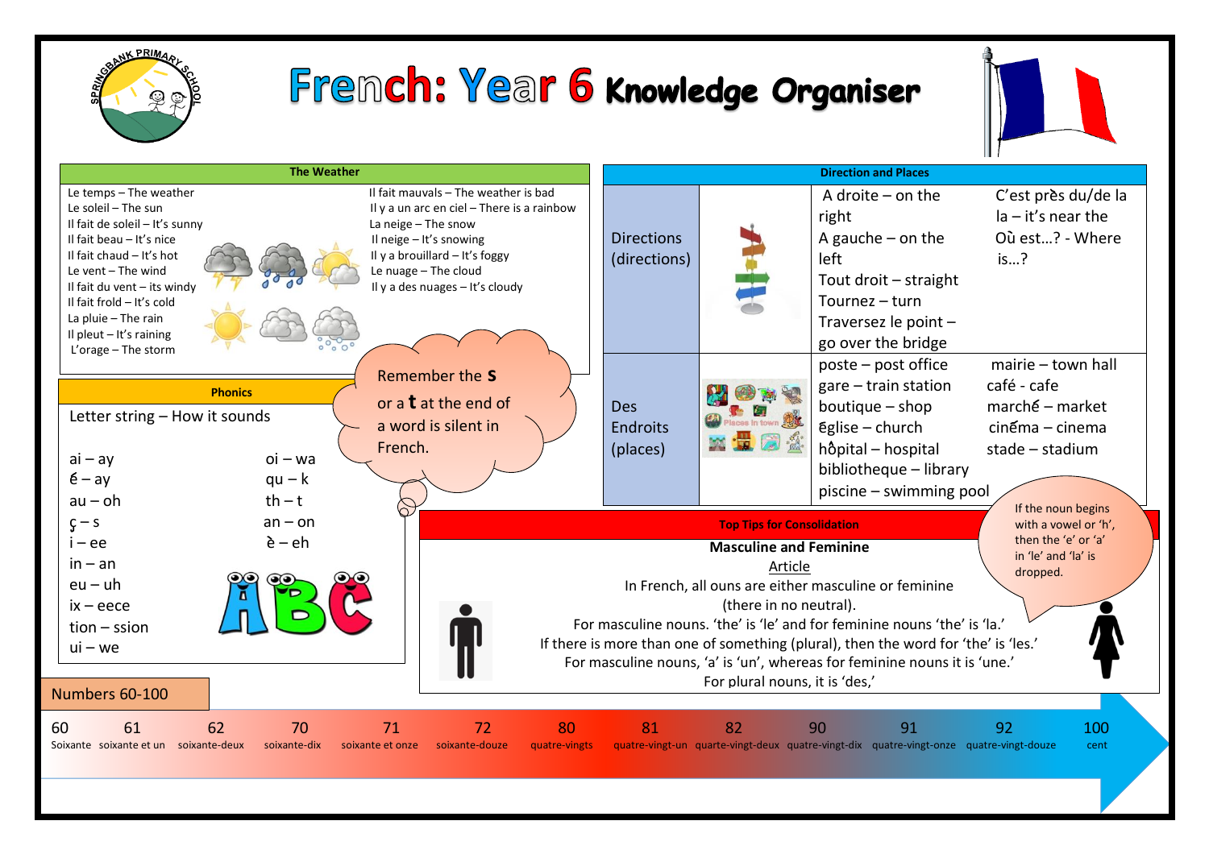# French: Year 6 Knowledge Organiser

## The Weather

Le temps – The weather
Le soleil – The sun
Il fait de soleil – It's sunny
Il fait beau – It's nice
Il fait chaud – It's hot
Le vent – The wind
Il fait du vent – its windy
Il fait froid – It's cold
La pluie – The rain
Il pleut – It's raining
L'orage – The storm

Il fait mauvais – The weather is bad
Il y a un arc en ciel – There is a rainbow
La neige – The snow
Il neige – It's snowing
Il y a brouillard – It's foggy
Le nuage – The cloud
Il y a des nuages – It's cloudy

## Phonics

Letter string – How it sounds

| | |
|---|---|
| ai – ay | oi – wa |
| é – ay | qu – k |
| au – oh | th – t |
| ç – s | an – on |
| i – ee | è – eh |
| in – an | |
| eu – uh | |
| ix – eece | |
| tion – ssion | |
| ui – we | |

Remember the **s** or a **t** at the end of a word is silent in French.

## Direction and Places

| | | |
|---|---|---|
| Directions (directions) | A droite – on the right<br>A gauche – on the left<br>Tout droit – straight<br>Tournez – turn<br>Traversez le point – go over the bridge | C'est près du/de la la – it's near the<br>Où est…? - Where is…? |
| Des Endroits (places) | poste – post office<br>gare – train station<br>boutique – shop<br>église – church<br>hôpital – hospital<br>bibliotheque – library<br>piscine – swimming pool | mairie – town hall<br>café - cafe<br>marché – market<br>cinéma – cinema<br>stade – stadium |

## Top Tips for Consolidation

**Masculine and Feminine**

Article

In French, all ouns are either masculine or feminine (there in no neutral).
For masculine nouns. 'the' is 'le' and for feminine nouns 'the' is 'la.'
If there is more than one of something (plural), then the word for 'the' is 'les.'
For masculine nouns, 'a' is 'un', whereas for feminine nouns it is 'une.'
For plural nouns, it is 'des,'

If the noun begins with a vowel or 'h', then the 'e' or 'a' in 'le' and 'la' is dropped.

## Numbers 60-100

| 60 | 61 | 62 | 70 | 71 | 72 | 80 | 81 | 82 | 90 | 91 | 92 | 100 |
|---|---|---|---|---|---|---|---|---|---|---|---|---|
| Soixante | soixante et un | soixante-deux | soixante-dix | soixante et onze | soixante-douze | quatre-vingts | quatre-vingt-un | quatre-vingt-deux | quatre-vingt-dix | quatre-vingt-onze | quatre-vingt-douze | cent |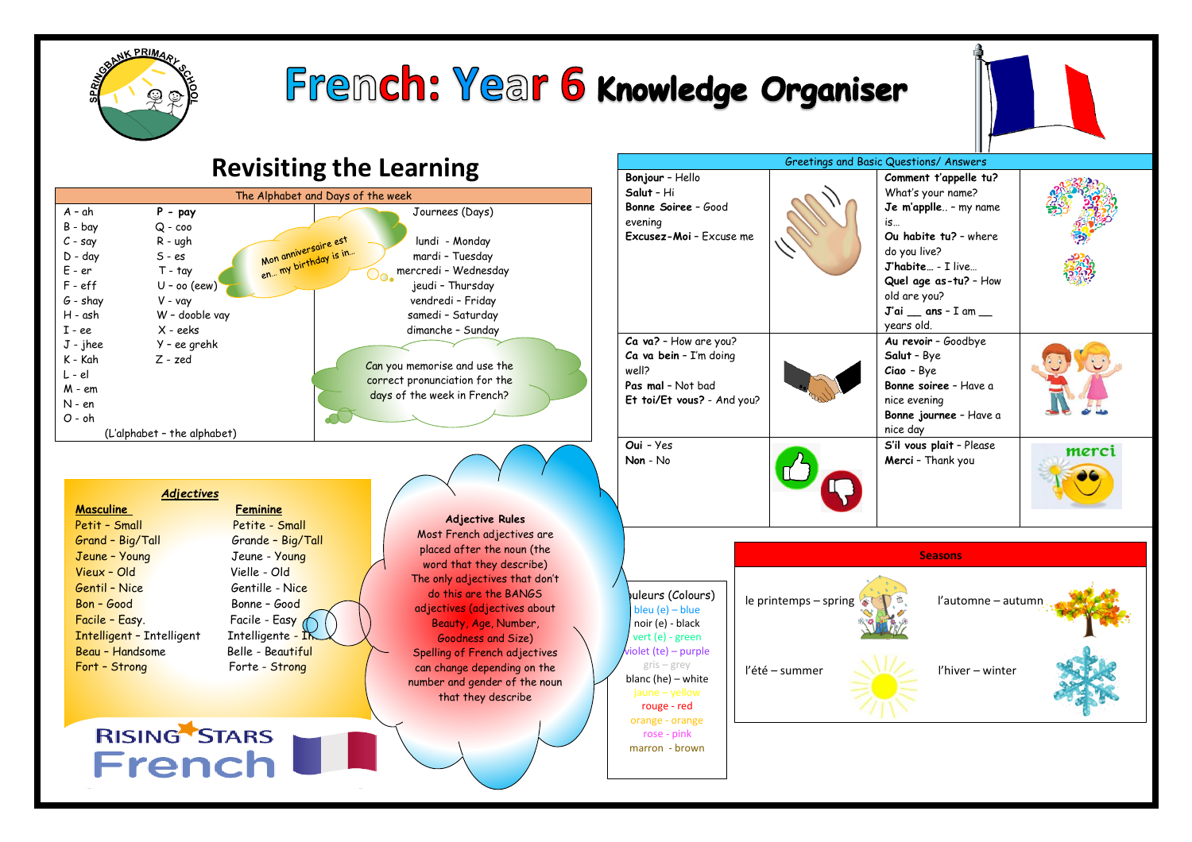# French: Year 6 Knowledge Organiser

## Revisiting the Learning

### The Alphabet and Days of the week

| | |
|---|---|
| A - ah | P - pay |
| B - bay | Q - coo |
| C - say | R - ugh |
| D - day | S - es |
| E - er | T - tay |
| F - eff | U - oo (eew) |
| G - shay | V - vay |
| H - ash | W - dooble vay |
| I - ee | X - eeks |
| J - jhee | Y - ee grehk |
| K - Kah | Z - zed |
| L - el | |
| M - em | |
| N - en | |
| O - oh | |

(L'alphabet – the alphabet)

Mon anniversaire est en… my birthday is in…

Journees (Days)

lundi - Monday
mardi - Tuesday
mercredi - Wednesday
jeudi - Thursday
vendredi - Friday
samedi - Saturday
dimanche - Sunday

Can you memorise and use the correct pronunciation for the days of the week in French?

### Adjectives

| **Masculine** | **Feminine** |
|---|---|
| Petit - Small | Petite - Small |
| Grand – Big/Tall | Grande – Big/Tall |
| Jeune – Young | Jeune - Young |
| Vieux – Old | Vielle - Old |
| Gentil – Nice | Gentille - Nice |
| Bon – Good | Bonne - Good |
| Facile – Easy. | Facile - Easy |
| Intelligent – Intelligent | Intelligente - Intelligent |
| Beau – Handsome | Belle - Beautiful |
| Fort – Strong | Forte - Strong |

**Adjective Rules**

Most French adjectives are placed after the noun (the word that they describe)

The only adjectives that don't do this are the BANGS adjectives (adjectives about Beauty, Age, Number, Goodness and Size)

Spelling of French adjectives can change depending on the number and gender of the noun that they describe

RISING STARS French

### Greetings and Basic Questions/ Answers

| | |
|---|---|
| **Bonjour** - Hello<br>**Salut** - Hi<br>**Bonne Soiree** - Good evening<br>**Excusez-Moi** - Excuse me | **Comment t'appelle tu?** What's your name?<br>**Je m'applle..** - my name is…<br>**Ou habite tu?** - where do you live?<br>**J'habite…** - I live…<br>**Quel age as-tu?** - How old are you?<br>**J'ai __ ans** - I am __ years old. |
| **Ca va?** - How are you?<br>**Ca va bein** - I'm doing well?<br>**Pas mal** - Not bad<br>**Et toi/Et vous?** - And you? | **Au revoir** - Goodbye<br>**Salut** - Bye<br>**Ciao** - Bye<br>**Bonne soiree** - Have a nice evening<br>**Bonne journee** - Have a nice day |
| **Oui** - Yes<br>**Non** - No | **S'il vous plait** - Please<br>**Merci** - Thank you |

merci

### Couleurs (Colours)

bleu (e) – blue
noir (e) - black
vert (e) - green
violet (te) – purple
gris – grey
blanc (he) – white
jaune – yellow
rouge - red
orange - orange
rose - pink
marron - brown

### Seasons

| | |
|---|---|
| le printemps – spring | l'automne – autumn |
| l'été – summer | l'hiver – winter |